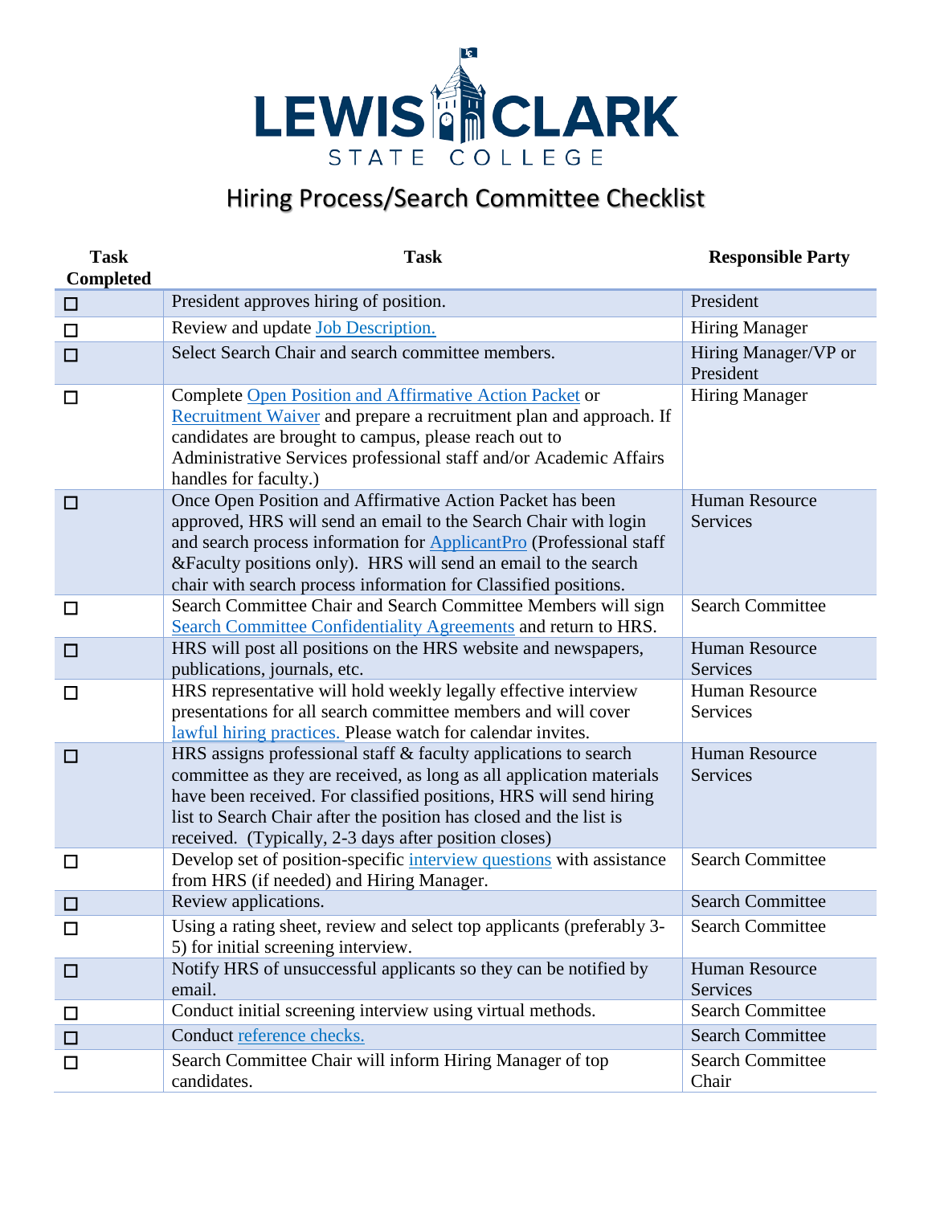# Lewis Clark State College

## Hiring Process/Search Committee Checklist

| Task Completed | Task | Responsible Party |
|---|---|---|
| ☐ | President approves hiring of position. | President |
| ☐ | Review and update Job Description. | Hiring Manager |
| ☐ | Select Search Chair and search committee members. | Hiring Manager/VP or President |
| ☐ | Complete Open Position and Affirmative Action Packet or Recruitment Waiver and prepare a recruitment plan and approach. If candidates are brought to campus, please reach out to Administrative Services professional staff and/or Academic Affairs handles for faculty.) | Hiring Manager |
| ☐ | Once Open Position and Affirmative Action Packet has been approved, HRS will send an email to the Search Chair with login and search process information for ApplicantPro (Professional staff &Faculty positions only). HRS will send an email to the search chair with search process information for Classified positions. | Human Resource Services |
| ☐ | Search Committee Chair and Search Committee Members will sign Search Committee Confidentiality Agreements and return to HRS. | Search Committee |
| ☐ | HRS will post all positions on the HRS website and newspapers, publications, journals, etc. | Human Resource Services |
| ☐ | HRS representative will hold weekly legally effective interview presentations for all search committee members and will cover lawful hiring practices. Please watch for calendar invites. | Human Resource Services |
| ☐ | HRS assigns professional staff & faculty applications to search committee as they are received, as long as all application materials have been received. For classified positions, HRS will send hiring list to Search Chair after the position has closed and the list is received. (Typically, 2-3 days after position closes) | Human Resource Services |
| ☐ | Develop set of position-specific interview questions with assistance from HRS (if needed) and Hiring Manager. | Search Committee |
| ☐ | Review applications. | Search Committee |
| ☐ | Using a rating sheet, review and select top applicants (preferably 3-5) for initial screening interview. | Search Committee |
| ☐ | Notify HRS of unsuccessful applicants so they can be notified by email. | Human Resource Services |
| ☐ | Conduct initial screening interview using virtual methods. | Search Committee |
| ☐ | Conduct reference checks. | Search Committee |
| ☐ | Search Committee Chair will inform Hiring Manager of top candidates. | Search Committee Chair |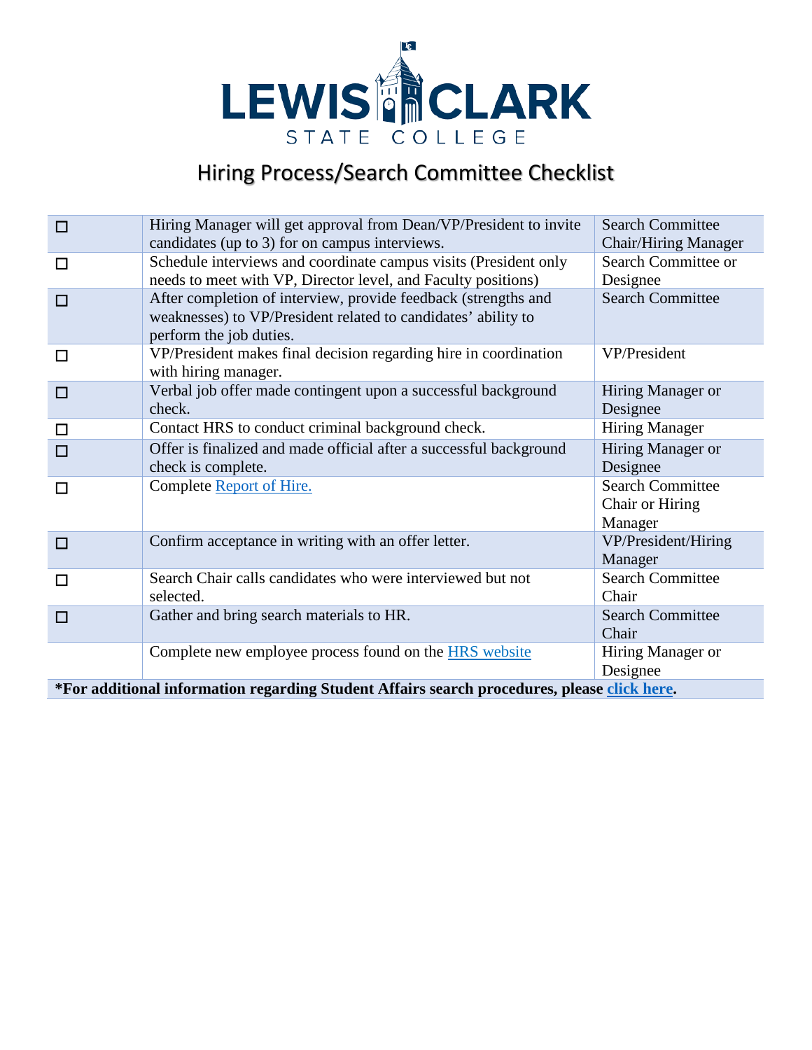# Hiring Process/Search Committee Checklist

| | | |
|---|---|---|
| ☐ | Hiring Manager will get approval from Dean/VP/President to invite candidates (up to 3) for on campus interviews. | Search Committee Chair/Hiring Manager |
| ☐ | Schedule interviews and coordinate campus visits (President only needs to meet with VP, Director level, and Faculty positions) | Search Committee or Designee |
| ☐ | After completion of interview, provide feedback (strengths and weaknesses) to VP/President related to candidates' ability to perform the job duties. | Search Committee |
| ☐ | VP/President makes final decision regarding hire in coordination with hiring manager. | VP/President |
| ☐ | Verbal job offer made contingent upon a successful background check. | Hiring Manager or Designee |
| ☐ | Contact HRS to conduct criminal background check. | Hiring Manager |
| ☐ | Offer is finalized and made official after a successful background check is complete. | Hiring Manager or Designee |
| ☐ | Complete Report of Hire. | Search Committee Chair or Hiring Manager |
| ☐ | Confirm acceptance in writing with an offer letter. | VP/President/Hiring Manager |
| ☐ | Search Chair calls candidates who were interviewed but not selected. | Search Committee Chair |
| ☐ | Gather and bring search materials to HR. | Search Committee Chair |
| | Complete new employee process found on the HRS website | Hiring Manager or Designee |

**\*For additional information regarding Student Affairs search procedures, please click here.**